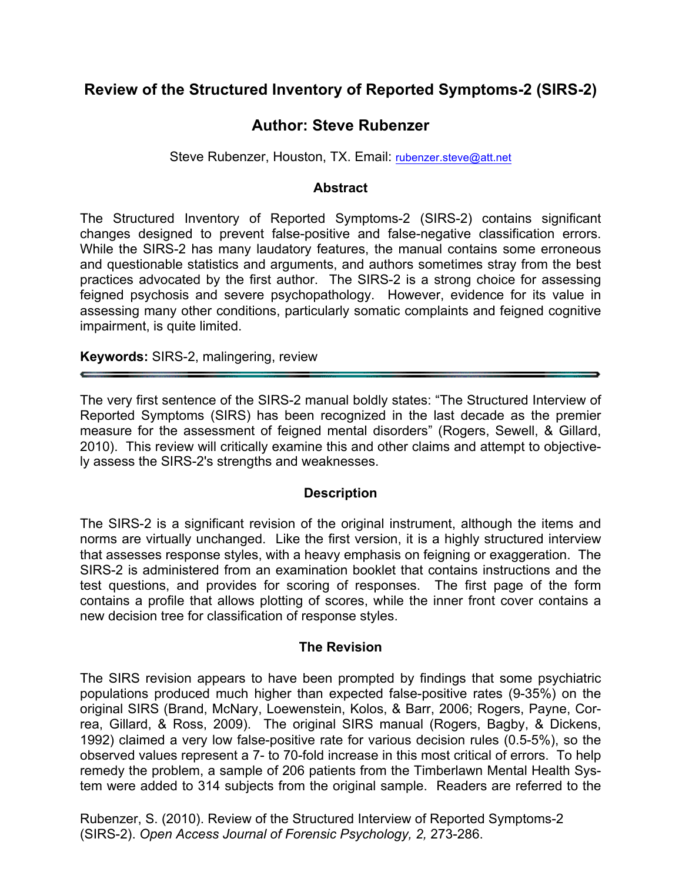# Review of the Structured Inventory of Reported Symptoms-2 (SIRS-2)

## Author: Steve Rubenzer

Steve Rubenzer, Houston, TX. Email: rubenzer.steve@att.net

### Abstract

The Structured Inventory of Reported Symptoms-2 (SIRS-2) contains significant changes designed to prevent false-positive and false-negative classification errors. While the SIRS-2 has many laudatory features, the manual contains some erroneous and questionable statistics and arguments, and authors sometimes stray from the best practices advocated by the first author. The SIRS-2 is a strong choice for assessing feigned psychosis and severe psychopathology. However, evidence for its value in assessing many other conditions, particularly somatic complaints and feigned cognitive impairment, is quite limited.

**Keywords:** SIRS-2, malingering, review

---

The very first sentence of the SIRS-2 manual boldly states: "The Structured Interview of Reported Symptoms (SIRS) has been recognized in the last decade as the premier measure for the assessment of feigned mental disorders" (Rogers, Sewell, & Gillard, 2010). This review will critically examine this and other claims and attempt to objectively assess the SIRS-2's strengths and weaknesses.

### Description

The SIRS-2 is a significant revision of the original instrument, although the items and norms are virtually unchanged. Like the first version, it is a highly structured interview that assesses response styles, with a heavy emphasis on feigning or exaggeration. The SIRS-2 is administered from an examination booklet that contains instructions and the test questions, and provides for scoring of responses. The first page of the form contains a profile that allows plotting of scores, while the inner front cover contains a new decision tree for classification of response styles.

### The Revision

The SIRS revision appears to have been prompted by findings that some psychiatric populations produced much higher than expected false-positive rates (9-35%) on the original SIRS (Brand, McNary, Loewenstein, Kolos, & Barr, 2006; Rogers, Payne, Correa, Gillard, & Ross, 2009). The original SIRS manual (Rogers, Bagby, & Dickens, 1992) claimed a very low false-positive rate for various decision rules (0.5-5%), so the observed values represent a 7- to 70-fold increase in this most critical of errors. To help remedy the problem, a sample of 206 patients from the Timberlawn Mental Health System were added to 314 subjects from the original sample. Readers are referred to the

Rubenzer, S. (2010). Review of the Structured Interview of Reported Symptoms-2 (SIRS-2). *Open Access Journal of Forensic Psychology, 2,* 273-286.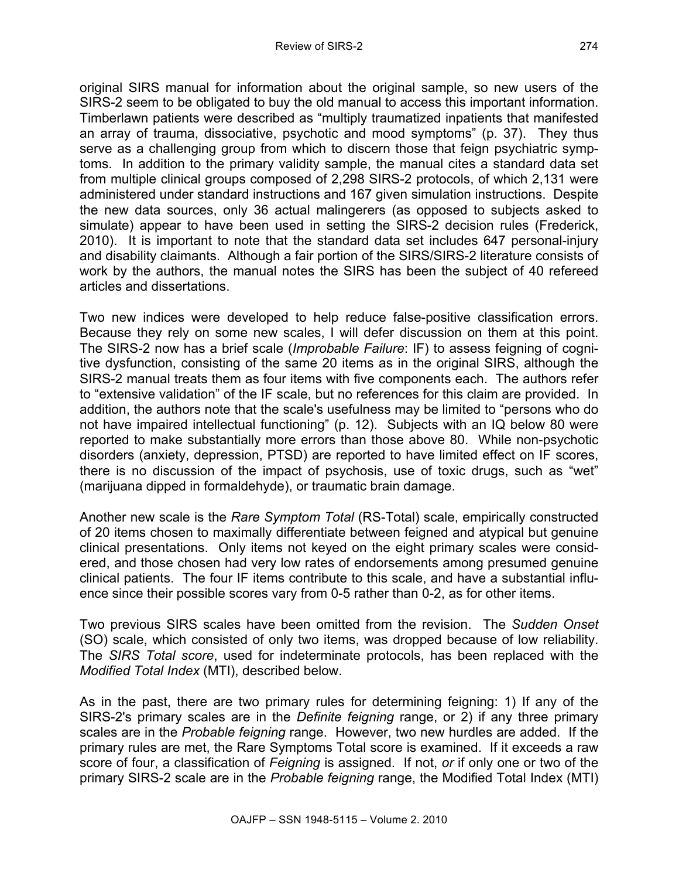original SIRS manual for information about the original sample, so new users of the SIRS-2 seem to be obligated to buy the old manual to access this important information. Timberlawn patients were described as "multiply traumatized inpatients that manifested an array of trauma, dissociative, psychotic and mood symptoms" (p. 37). They thus serve as a challenging group from which to discern those that feign psychiatric symptoms. In addition to the primary validity sample, the manual cites a standard data set from multiple clinical groups composed of 2,298 SIRS-2 protocols, of which 2,131 were administered under standard instructions and 167 given simulation instructions. Despite the new data sources, only 36 actual malingerers (as opposed to subjects asked to simulate) appear to have been used in setting the SIRS-2 decision rules (Frederick, 2010). It is important to note that the standard data set includes 647 personal-injury and disability claimants. Although a fair portion of the SIRS/SIRS-2 literature consists of work by the authors, the manual notes the SIRS has been the subject of 40 refereed articles and dissertations.

Two new indices were developed to help reduce false-positive classification errors. Because they rely on some new scales, I will defer discussion on them at this point. The SIRS-2 now has a brief scale (*Improbable Failure*: IF) to assess feigning of cognitive dysfunction, consisting of the same 20 items as in the original SIRS, although the SIRS-2 manual treats them as four items with five components each. The authors refer to "extensive validation" of the IF scale, but no references for this claim are provided. In addition, the authors note that the scale's usefulness may be limited to "persons who do not have impaired intellectual functioning" (p. 12). Subjects with an IQ below 80 were reported to make substantially more errors than those above 80. While non-psychotic disorders (anxiety, depression, PTSD) are reported to have limited effect on IF scores, there is no discussion of the impact of psychosis, use of toxic drugs, such as "wet" (marijuana dipped in formaldehyde), or traumatic brain damage.

Another new scale is the *Rare Symptom Total* (RS-Total) scale, empirically constructed of 20 items chosen to maximally differentiate between feigned and atypical but genuine clinical presentations. Only items not keyed on the eight primary scales were considered, and those chosen had very low rates of endorsements among presumed genuine clinical patients. The four IF items contribute to this scale, and have a substantial influence since their possible scores vary from 0-5 rather than 0-2, as for other items.

Two previous SIRS scales have been omitted from the revision. The *Sudden Onset* (SO) scale, which consisted of only two items, was dropped because of low reliability. The *SIRS Total score*, used for indeterminate protocols, has been replaced with the *Modified Total Index* (MTI), described below.

As in the past, there are two primary rules for determining feigning: 1) If any of the SIRS-2's primary scales are in the *Definite feigning* range, or 2) if any three primary scales are in the *Probable feigning* range. However, two new hurdles are added. If the primary rules are met, the Rare Symptoms Total score is examined. If it exceeds a raw score of four, a classification of *Feigning* is assigned. If not, *or* if only one or two of the primary SIRS-2 scale are in the *Probable feigning* range, the Modified Total Index (MTI)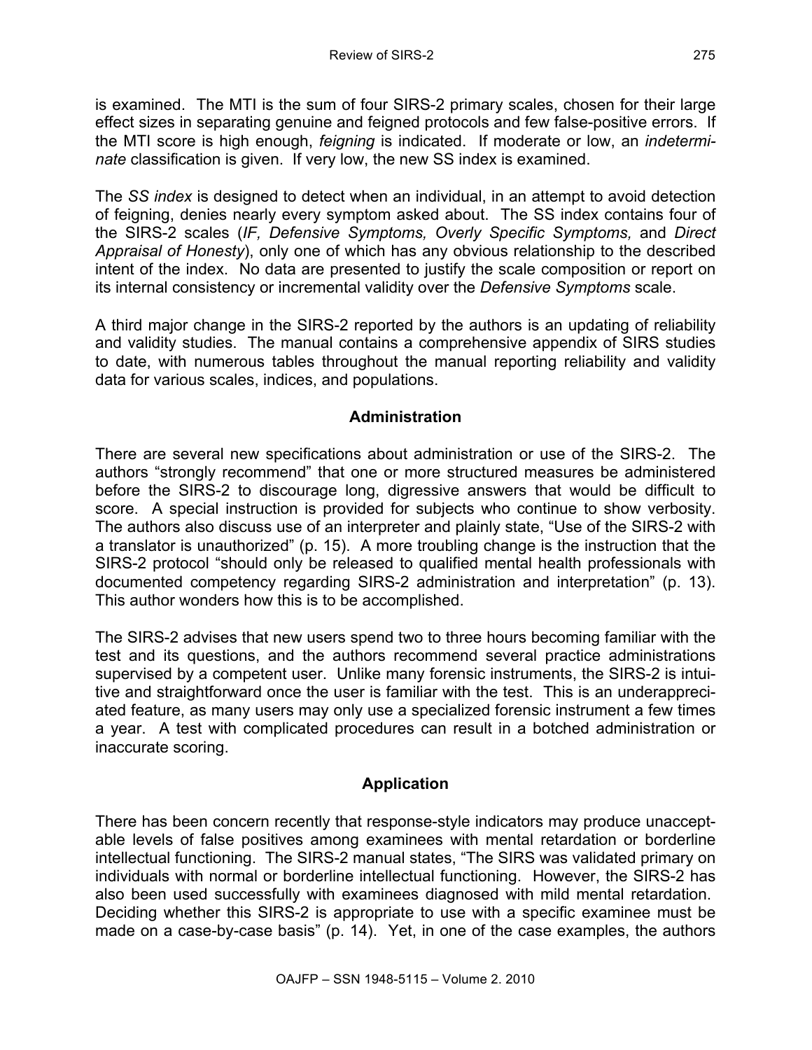is examined. The MTI is the sum of four SIRS-2 primary scales, chosen for their large effect sizes in separating genuine and feigned protocols and few false-positive errors. If the MTI score is high enough, *feigning* is indicated. If moderate or low, an *indeterminate* classification is given. If very low, the new SS index is examined.

The *SS index* is designed to detect when an individual, in an attempt to avoid detection of feigning, denies nearly every symptom asked about. The SS index contains four of the SIRS-2 scales (*IF, Defensive Symptoms, Overly Specific Symptoms,* and *Direct Appraisal of Honesty*), only one of which has any obvious relationship to the described intent of the index. No data are presented to justify the scale composition or report on its internal consistency or incremental validity over the *Defensive Symptoms* scale.

A third major change in the SIRS-2 reported by the authors is an updating of reliability and validity studies. The manual contains a comprehensive appendix of SIRS studies to date, with numerous tables throughout the manual reporting reliability and validity data for various scales, indices, and populations.

## Administration

There are several new specifications about administration or use of the SIRS-2. The authors "strongly recommend" that one or more structured measures be administered before the SIRS-2 to discourage long, digressive answers that would be difficult to score. A special instruction is provided for subjects who continue to show verbosity. The authors also discuss use of an interpreter and plainly state, "Use of the SIRS-2 with a translator is unauthorized" (p. 15). A more troubling change is the instruction that the SIRS-2 protocol "should only be released to qualified mental health professionals with documented competency regarding SIRS-2 administration and interpretation" (p. 13). This author wonders how this is to be accomplished.

The SIRS-2 advises that new users spend two to three hours becoming familiar with the test and its questions, and the authors recommend several practice administrations supervised by a competent user. Unlike many forensic instruments, the SIRS-2 is intuitive and straightforward once the user is familiar with the test. This is an underappreciated feature, as many users may only use a specialized forensic instrument a few times a year. A test with complicated procedures can result in a botched administration or inaccurate scoring.

## Application

There has been concern recently that response-style indicators may produce unacceptable levels of false positives among examinees with mental retardation or borderline intellectual functioning. The SIRS-2 manual states, "The SIRS was validated primary on individuals with normal or borderline intellectual functioning. However, the SIRS-2 has also been used successfully with examinees diagnosed with mild mental retardation. Deciding whether this SIRS-2 is appropriate to use with a specific examinee must be made on a case-by-case basis" (p. 14). Yet, in one of the case examples, the authors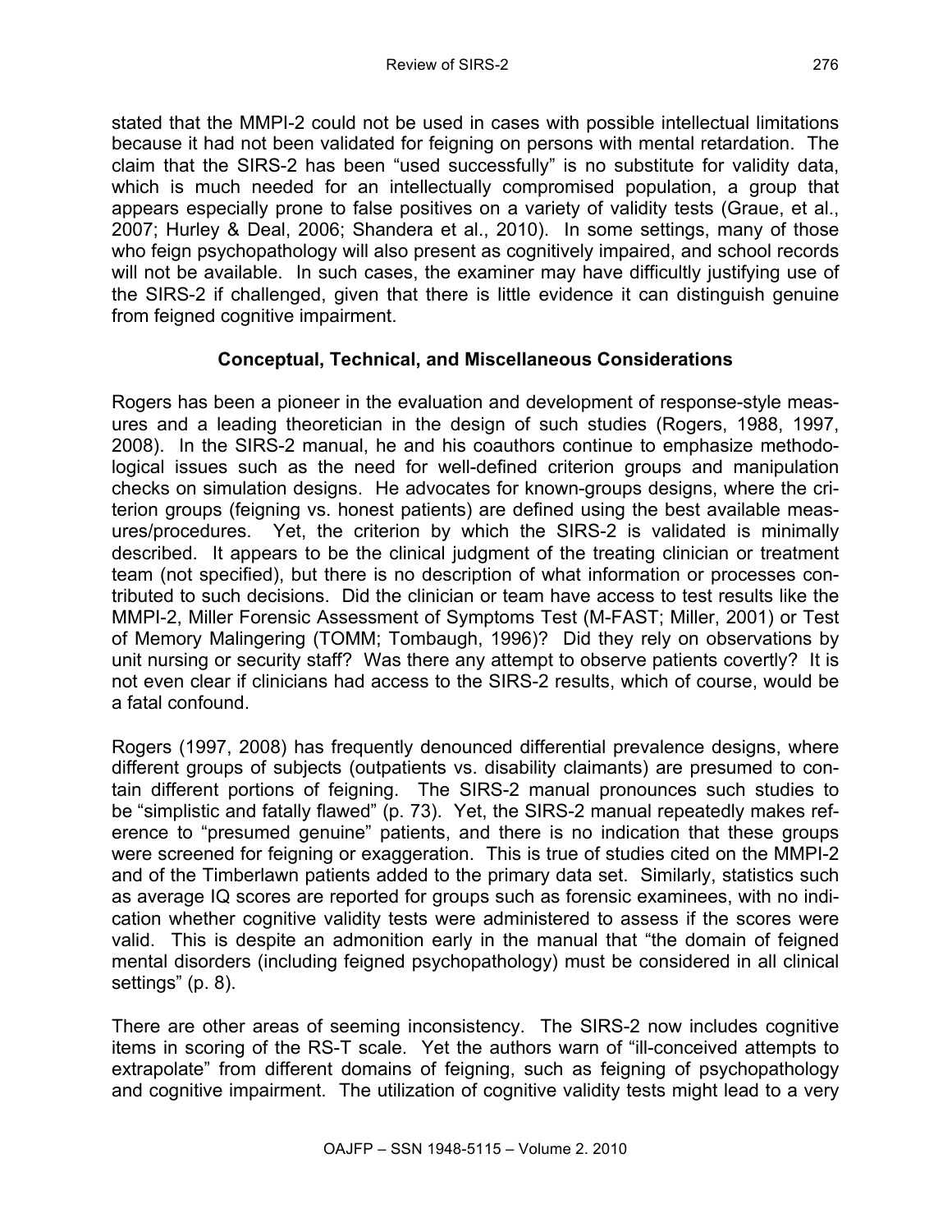stated that the MMPI-2 could not be used in cases with possible intellectual limitations because it had not been validated for feigning on persons with mental retardation. The claim that the SIRS-2 has been "used successfully" is no substitute for validity data, which is much needed for an intellectually compromised population, a group that appears especially prone to false positives on a variety of validity tests (Graue, et al., 2007; Hurley & Deal, 2006; Shandera et al., 2010). In some settings, many of those who feign psychopathology will also present as cognitively impaired, and school records will not be available. In such cases, the examiner may have difficultly justifying use of the SIRS-2 if challenged, given that there is little evidence it can distinguish genuine from feigned cognitive impairment.

## Conceptual, Technical, and Miscellaneous Considerations

Rogers has been a pioneer in the evaluation and development of response-style measures and a leading theoretician in the design of such studies (Rogers, 1988, 1997, 2008). In the SIRS-2 manual, he and his coauthors continue to emphasize methodological issues such as the need for well-defined criterion groups and manipulation checks on simulation designs. He advocates for known-groups designs, where the criterion groups (feigning vs. honest patients) are defined using the best available measures/procedures. Yet, the criterion by which the SIRS-2 is validated is minimally described. It appears to be the clinical judgment of the treating clinician or treatment team (not specified), but there is no description of what information or processes contributed to such decisions. Did the clinician or team have access to test results like the MMPI-2, Miller Forensic Assessment of Symptoms Test (M-FAST; Miller, 2001) or Test of Memory Malingering (TOMM; Tombaugh, 1996)? Did they rely on observations by unit nursing or security staff? Was there any attempt to observe patients covertly? It is not even clear if clinicians had access to the SIRS-2 results, which of course, would be a fatal confound.

Rogers (1997, 2008) has frequently denounced differential prevalence designs, where different groups of subjects (outpatients vs. disability claimants) are presumed to contain different portions of feigning. The SIRS-2 manual pronounces such studies to be "simplistic and fatally flawed" (p. 73). Yet, the SIRS-2 manual repeatedly makes reference to "presumed genuine" patients, and there is no indication that these groups were screened for feigning or exaggeration. This is true of studies cited on the MMPI-2 and of the Timberlawn patients added to the primary data set. Similarly, statistics such as average IQ scores are reported for groups such as forensic examinees, with no indication whether cognitive validity tests were administered to assess if the scores were valid. This is despite an admonition early in the manual that "the domain of feigned mental disorders (including feigned psychopathology) must be considered in all clinical settings" (p. 8).

There are other areas of seeming inconsistency. The SIRS-2 now includes cognitive items in scoring of the RS-T scale. Yet the authors warn of "ill-conceived attempts to extrapolate" from different domains of feigning, such as feigning of psychopathology and cognitive impairment. The utilization of cognitive validity tests might lead to a very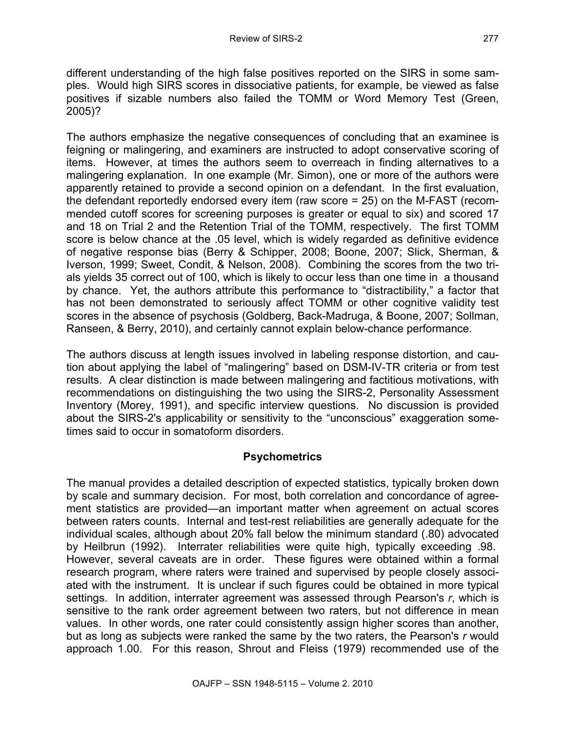different understanding of the high false positives reported on the SIRS in some samples. Would high SIRS scores in dissociative patients, for example, be viewed as false positives if sizable numbers also failed the TOMM or Word Memory Test (Green, 2005)?

The authors emphasize the negative consequences of concluding that an examinee is feigning or malingering, and examiners are instructed to adopt conservative scoring of items. However, at times the authors seem to overreach in finding alternatives to a malingering explanation. In one example (Mr. Simon), one or more of the authors were apparently retained to provide a second opinion on a defendant. In the first evaluation, the defendant reportedly endorsed every item (raw score = 25) on the M-FAST (recommended cutoff scores for screening purposes is greater or equal to six) and scored 17 and 18 on Trial 2 and the Retention Trial of the TOMM, respectively. The first TOMM score is below chance at the .05 level, which is widely regarded as definitive evidence of negative response bias (Berry & Schipper, 2008; Boone, 2007; Slick, Sherman, & Iverson, 1999; Sweet, Condit, & Nelson, 2008). Combining the scores from the two trials yields 35 correct out of 100, which is likely to occur less than one time in a thousand by chance. Yet, the authors attribute this performance to "distractibility," a factor that has not been demonstrated to seriously affect TOMM or other cognitive validity test scores in the absence of psychosis (Goldberg, Back-Madruga, & Boone, 2007; Sollman, Ranseen, & Berry, 2010), and certainly cannot explain below-chance performance.

The authors discuss at length issues involved in labeling response distortion, and caution about applying the label of "malingering" based on DSM-IV-TR criteria or from test results. A clear distinction is made between malingering and factitious motivations, with recommendations on distinguishing the two using the SIRS-2, Personality Assessment Inventory (Morey, 1991), and specific interview questions. No discussion is provided about the SIRS-2's applicability or sensitivity to the "unconscious" exaggeration sometimes said to occur in somatoform disorders.

## Psychometrics

The manual provides a detailed description of expected statistics, typically broken down by scale and summary decision. For most, both correlation and concordance of agreement statistics are provided—an important matter when agreement on actual scores between raters counts. Internal and test-rest reliabilities are generally adequate for the individual scales, although about 20% fall below the minimum standard (.80) advocated by Heilbrun (1992). Interrater reliabilities were quite high, typically exceeding .98. However, several caveats are in order. These figures were obtained within a formal research program, where raters were trained and supervised by people closely associated with the instrument. It is unclear if such figures could be obtained in more typical settings. In addition, interrater agreement was assessed through Pearson's $r$, which is sensitive to the rank order agreement between two raters, but not difference in mean values. In other words, one rater could consistently assign higher scores than another, but as long as subjects were ranked the same by the two raters, the Pearson's $r$ would approach 1.00. For this reason, Shrout and Fleiss (1979) recommended use of the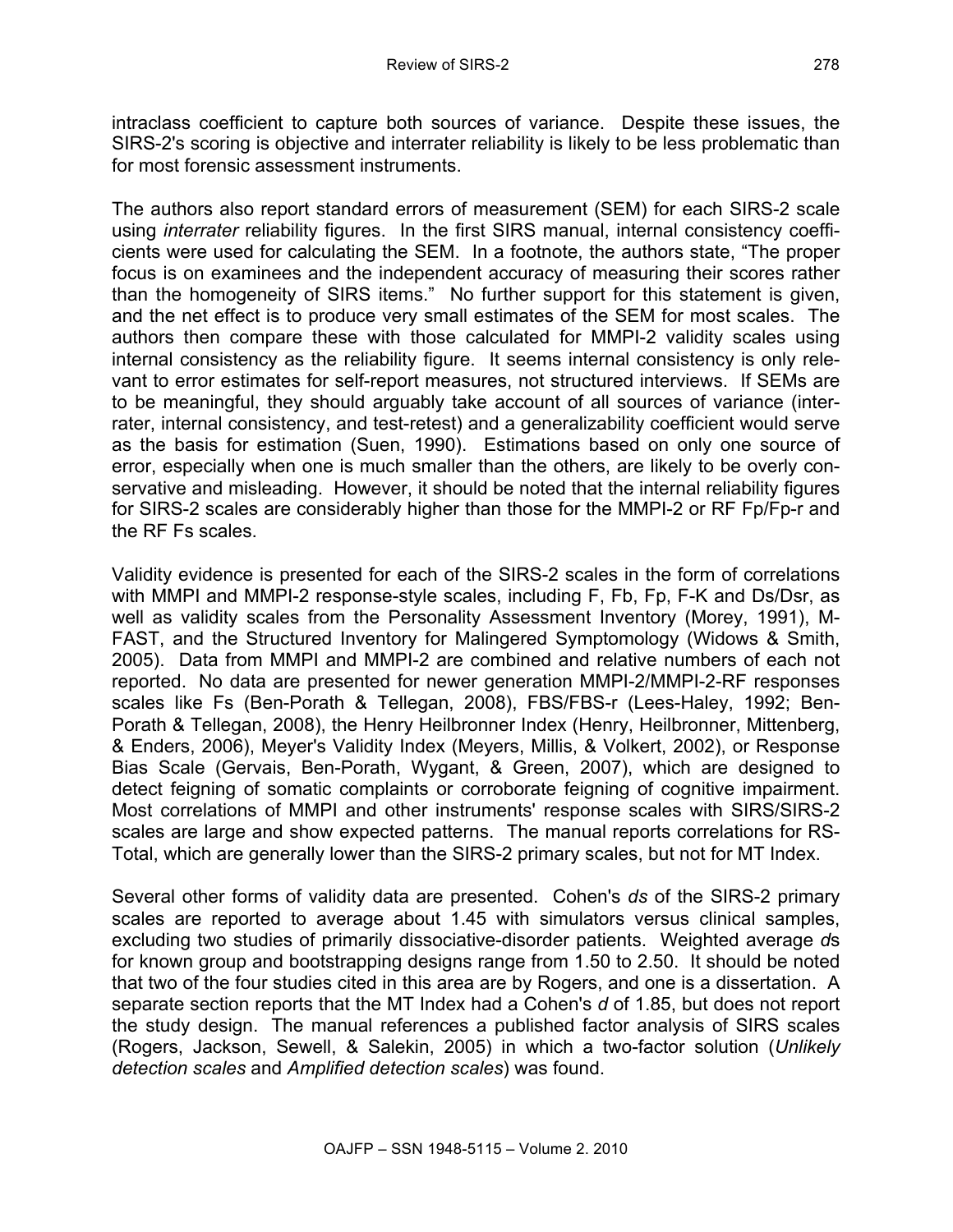intraclass coefficient to capture both sources of variance. Despite these issues, the SIRS-2's scoring is objective and interrater reliability is likely to be less problematic than for most forensic assessment instruments.

The authors also report standard errors of measurement (SEM) for each SIRS-2 scale using *interrater* reliability figures. In the first SIRS manual, internal consistency coefficients were used for calculating the SEM. In a footnote, the authors state, "The proper focus is on examinees and the independent accuracy of measuring their scores rather than the homogeneity of SIRS items." No further support for this statement is given, and the net effect is to produce very small estimates of the SEM for most scales. The authors then compare these with those calculated for MMPI-2 validity scales using internal consistency as the reliability figure. It seems internal consistency is only relevant to error estimates for self-report measures, not structured interviews. If SEMs are to be meaningful, they should arguably take account of all sources of variance (interrater, internal consistency, and test-retest) and a generalizability coefficient would serve as the basis for estimation (Suen, 1990). Estimations based on only one source of error, especially when one is much smaller than the others, are likely to be overly conservative and misleading. However, it should be noted that the internal reliability figures for SIRS-2 scales are considerably higher than those for the MMPI-2 or RF Fp/Fp-r and the RF Fs scales.

Validity evidence is presented for each of the SIRS-2 scales in the form of correlations with MMPI and MMPI-2 response-style scales, including F, Fb, Fp, F-K and Ds/Dsr, as well as validity scales from the Personality Assessment Inventory (Morey, 1991), M-FAST, and the Structured Inventory for Malingered Symptomology (Widows & Smith, 2005). Data from MMPI and MMPI-2 are combined and relative numbers of each not reported. No data are presented for newer generation MMPI-2/MMPI-2-RF responses scales like Fs (Ben-Porath & Tellegan, 2008), FBS/FBS-r (Lees-Haley, 1992; Ben-Porath & Tellegan, 2008), the Henry Heilbronner Index (Henry, Heilbronner, Mittenberg, & Enders, 2006), Meyer's Validity Index (Meyers, Millis, & Volkert, 2002), or Response Bias Scale (Gervais, Ben-Porath, Wygant, & Green, 2007), which are designed to detect feigning of somatic complaints or corroborate feigning of cognitive impairment. Most correlations of MMPI and other instruments' response scales with SIRS/SIRS-2 scales are large and show expected patterns. The manual reports correlations for RS-Total, which are generally lower than the SIRS-2 primary scales, but not for MT Index.

Several other forms of validity data are presented. Cohen's *ds* of the SIRS-2 primary scales are reported to average about 1.45 with simulators versus clinical samples, excluding two studies of primarily dissociative-disorder patients. Weighted average *d*s for known group and bootstrapping designs range from 1.50 to 2.50. It should be noted that two of the four studies cited in this area are by Rogers, and one is a dissertation. A separate section reports that the MT Index had a Cohen's *d* of 1.85, but does not report the study design. The manual references a published factor analysis of SIRS scales (Rogers, Jackson, Sewell, & Salekin, 2005) in which a two-factor solution (*Unlikely detection scales* and *Amplified detection scales*) was found.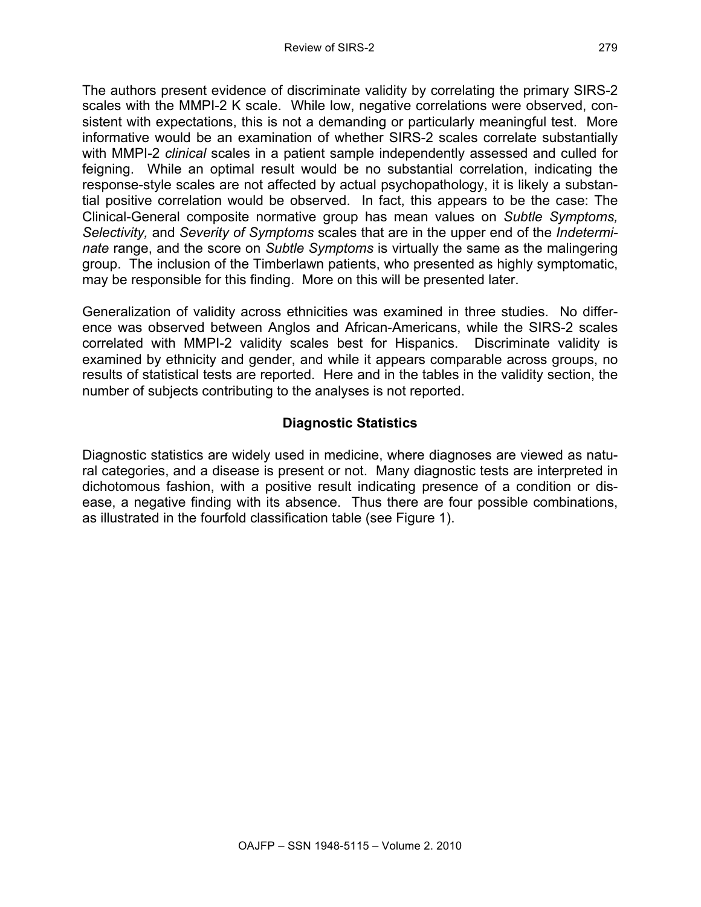The authors present evidence of discriminate validity by correlating the primary SIRS-2 scales with the MMPI-2 K scale. While low, negative correlations were observed, consistent with expectations, this is not a demanding or particularly meaningful test. More informative would be an examination of whether SIRS-2 scales correlate substantially with MMPI-2 *clinical* scales in a patient sample independently assessed and culled for feigning. While an optimal result would be no substantial correlation, indicating the response-style scales are not affected by actual psychopathology, it is likely a substantial positive correlation would be observed. In fact, this appears to be the case: The Clinical-General composite normative group has mean values on *Subtle Symptoms, Selectivity,* and *Severity of Symptoms* scales that are in the upper end of the *Indeterminate* range, and the score on *Subtle Symptoms* is virtually the same as the malingering group. The inclusion of the Timberlawn patients, who presented as highly symptomatic, may be responsible for this finding. More on this will be presented later.

Generalization of validity across ethnicities was examined in three studies. No difference was observed between Anglos and African-Americans, while the SIRS-2 scales correlated with MMPI-2 validity scales best for Hispanics. Discriminate validity is examined by ethnicity and gender, and while it appears comparable across groups, no results of statistical tests are reported. Here and in the tables in the validity section, the number of subjects contributing to the analyses is not reported.

## Diagnostic Statistics

Diagnostic statistics are widely used in medicine, where diagnoses are viewed as natural categories, and a disease is present or not. Many diagnostic tests are interpreted in dichotomous fashion, with a positive result indicating presence of a condition or disease, a negative finding with its absence. Thus there are four possible combinations, as illustrated in the fourfold classification table (see Figure 1).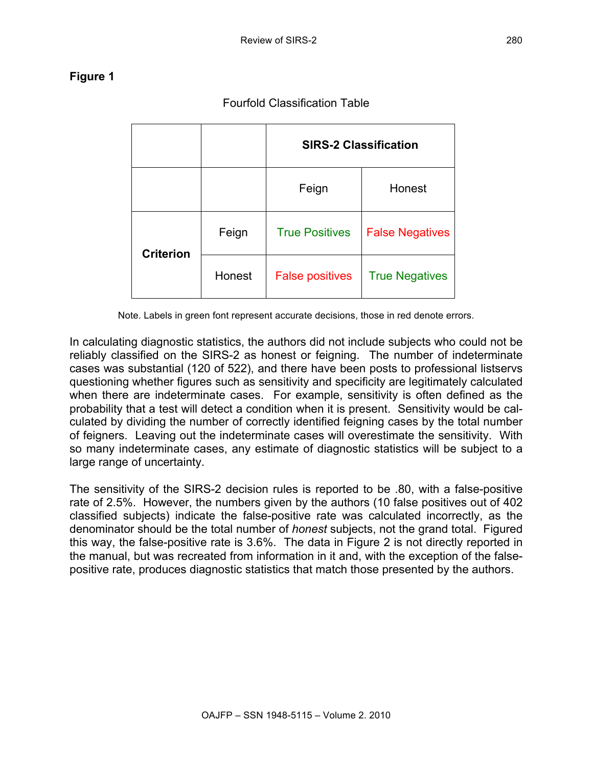**Figure 1**

Fourfold Classification Table

| | | SIRS-2 Classification | |
|---|---|---|---|
| | | Feign | Honest |
| **Criterion** | Feign | True Positives | False Negatives |
| | Honest | False positives | True Negatives |

Note. Labels in green font represent accurate decisions, those in red denote errors.

In calculating diagnostic statistics, the authors did not include subjects who could not be reliably classified on the SIRS-2 as honest or feigning. The number of indeterminate cases was substantial (120 of 522), and there have been posts to professional listservs questioning whether figures such as sensitivity and specificity are legitimately calculated when there are indeterminate cases. For example, sensitivity is often defined as the probability that a test will detect a condition when it is present. Sensitivity would be calculated by dividing the number of correctly identified feigning cases by the total number of feigners. Leaving out the indeterminate cases will overestimate the sensitivity. With so many indeterminate cases, any estimate of diagnostic statistics will be subject to a large range of uncertainty.

The sensitivity of the SIRS-2 decision rules is reported to be .80, with a false-positive rate of 2.5%. However, the numbers given by the authors (10 false positives out of 402 classified subjects) indicate the false-positive rate was calculated incorrectly, as the denominator should be the total number of *honest* subjects, not the grand total. Figured this way, the false-positive rate is 3.6%. The data in Figure 2 is not directly reported in the manual, but was recreated from information in it and, with the exception of the false-positive rate, produces diagnostic statistics that match those presented by the authors.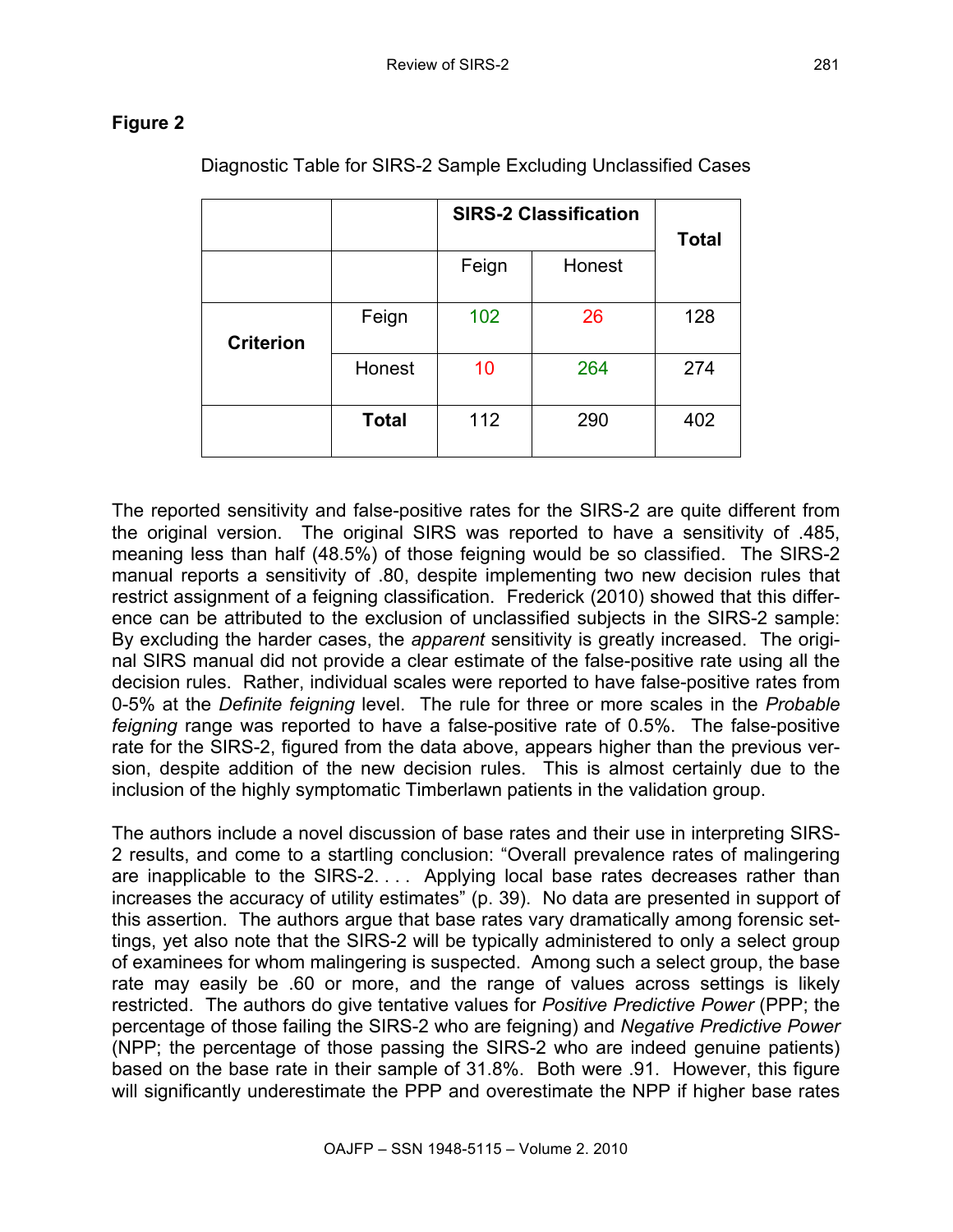**Figure 2**

Diagnostic Table for SIRS-2 Sample Excluding Unclassified Cases

| | | SIRS-2 Classification | | Total |
|---|---|---|---|---|
| | | Feign | Honest | |
| **Criterion** | Feign | 102 | 26 | 128 |
| | Honest | 10 | 264 | 274 |
| | **Total** | 112 | 290 | 402 |

The reported sensitivity and false-positive rates for the SIRS-2 are quite different from the original version. The original SIRS was reported to have a sensitivity of .485, meaning less than half (48.5%) of those feigning would be so classified. The SIRS-2 manual reports a sensitivity of .80, despite implementing two new decision rules that restrict assignment of a feigning classification. Frederick (2010) showed that this difference can be attributed to the exclusion of unclassified subjects in the SIRS-2 sample: By excluding the harder cases, the *apparent* sensitivity is greatly increased. The original SIRS manual did not provide a clear estimate of the false-positive rate using all the decision rules. Rather, individual scales were reported to have false-positive rates from 0-5% at the *Definite feigning* level. The rule for three or more scales in the *Probable feigning* range was reported to have a false-positive rate of 0.5%. The false-positive rate for the SIRS-2, figured from the data above, appears higher than the previous version, despite addition of the new decision rules. This is almost certainly due to the inclusion of the highly symptomatic Timberlawn patients in the validation group.

The authors include a novel discussion of base rates and their use in interpreting SIRS-2 results, and come to a startling conclusion: "Overall prevalence rates of malingering are inapplicable to the SIRS-2. . . . Applying local base rates decreases rather than increases the accuracy of utility estimates" (p. 39). No data are presented in support of this assertion. The authors argue that base rates vary dramatically among forensic settings, yet also note that the SIRS-2 will be typically administered to only a select group of examinees for whom malingering is suspected. Among such a select group, the base rate may easily be .60 or more, and the range of values across settings is likely restricted. The authors do give tentative values for *Positive Predictive Power* (PPP; the percentage of those failing the SIRS-2 who are feigning) and *Negative Predictive Power* (NPP; the percentage of those passing the SIRS-2 who are indeed genuine patients) based on the base rate in their sample of 31.8%. Both were .91. However, this figure will significantly underestimate the PPP and overestimate the NPP if higher base rates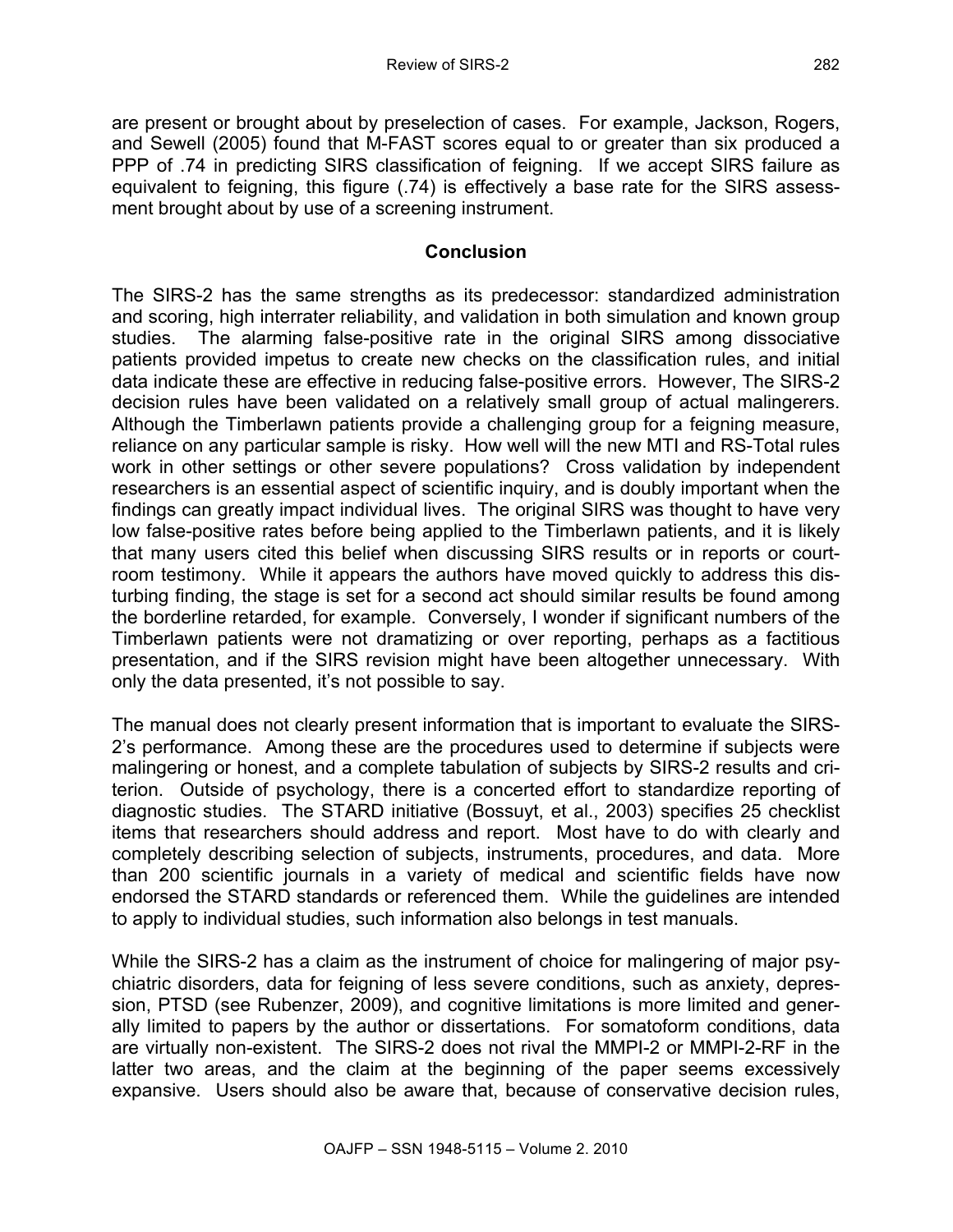are present or brought about by preselection of cases. For example, Jackson, Rogers, and Sewell (2005) found that M-FAST scores equal to or greater than six produced a PPP of .74 in predicting SIRS classification of feigning. If we accept SIRS failure as equivalent to feigning, this figure (.74) is effectively a base rate for the SIRS assessment brought about by use of a screening instrument.

## Conclusion

The SIRS-2 has the same strengths as its predecessor: standardized administration and scoring, high interrater reliability, and validation in both simulation and known group studies. The alarming false-positive rate in the original SIRS among dissociative patients provided impetus to create new checks on the classification rules, and initial data indicate these are effective in reducing false-positive errors. However, The SIRS-2 decision rules have been validated on a relatively small group of actual malingerers. Although the Timberlawn patients provide a challenging group for a feigning measure, reliance on any particular sample is risky. How well will the new MTI and RS-Total rules work in other settings or other severe populations? Cross validation by independent researchers is an essential aspect of scientific inquiry, and is doubly important when the findings can greatly impact individual lives. The original SIRS was thought to have very low false-positive rates before being applied to the Timberlawn patients, and it is likely that many users cited this belief when discussing SIRS results or in reports or courtroom testimony. While it appears the authors have moved quickly to address this disturbing finding, the stage is set for a second act should similar results be found among the borderline retarded, for example. Conversely, I wonder if significant numbers of the Timberlawn patients were not dramatizing or over reporting, perhaps as a factitious presentation, and if the SIRS revision might have been altogether unnecessary. With only the data presented, it's not possible to say.

The manual does not clearly present information that is important to evaluate the SIRS-2's performance. Among these are the procedures used to determine if subjects were malingering or honest, and a complete tabulation of subjects by SIRS-2 results and criterion. Outside of psychology, there is a concerted effort to standardize reporting of diagnostic studies. The STARD initiative (Bossuyt, et al., 2003) specifies 25 checklist items that researchers should address and report. Most have to do with clearly and completely describing selection of subjects, instruments, procedures, and data. More than 200 scientific journals in a variety of medical and scientific fields have now endorsed the STARD standards or referenced them. While the guidelines are intended to apply to individual studies, such information also belongs in test manuals.

While the SIRS-2 has a claim as the instrument of choice for malingering of major psychiatric disorders, data for feigning of less severe conditions, such as anxiety, depression, PTSD (see Rubenzer, 2009), and cognitive limitations is more limited and generally limited to papers by the author or dissertations. For somatoform conditions, data are virtually non-existent. The SIRS-2 does not rival the MMPI-2 or MMPI-2-RF in the latter two areas, and the claim at the beginning of the paper seems excessively expansive. Users should also be aware that, because of conservative decision rules,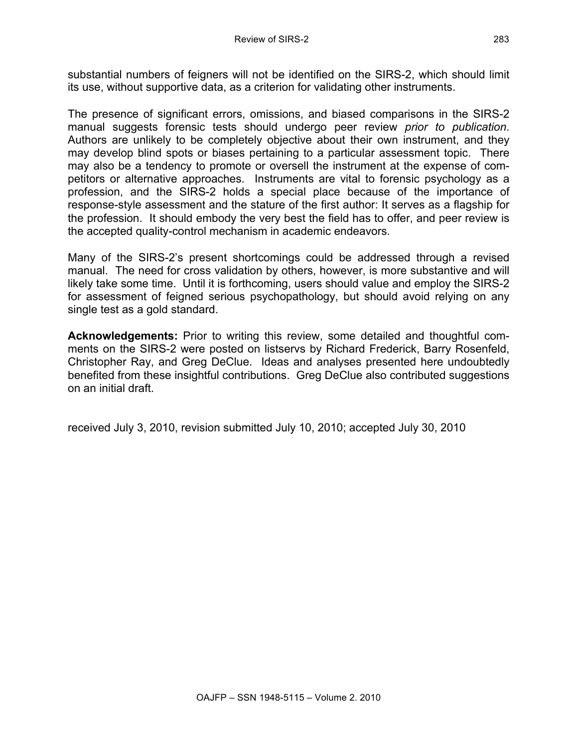substantial numbers of feigners will not be identified on the SIRS-2, which should limit its use, without supportive data, as a criterion for validating other instruments.

The presence of significant errors, omissions, and biased comparisons in the SIRS-2 manual suggests forensic tests should undergo peer review *prior to publication*. Authors are unlikely to be completely objective about their own instrument, and they may develop blind spots or biases pertaining to a particular assessment topic. There may also be a tendency to promote or oversell the instrument at the expense of competitors or alternative approaches. Instruments are vital to forensic psychology as a profession, and the SIRS-2 holds a special place because of the importance of response-style assessment and the stature of the first author: It serves as a flagship for the profession. It should embody the very best the field has to offer, and peer review is the accepted quality-control mechanism in academic endeavors.

Many of the SIRS-2's present shortcomings could be addressed through a revised manual. The need for cross validation by others, however, is more substantive and will likely take some time. Until it is forthcoming, users should value and employ the SIRS-2 for assessment of feigned serious psychopathology, but should avoid relying on any single test as a gold standard.

**Acknowledgements:** Prior to writing this review, some detailed and thoughtful comments on the SIRS-2 were posted on listservs by Richard Frederick, Barry Rosenfeld, Christopher Ray, and Greg DeClue. Ideas and analyses presented here undoubtedly benefited from these insightful contributions. Greg DeClue also contributed suggestions on an initial draft.

received July 3, 2010, revision submitted July 10, 2010; accepted July 30, 2010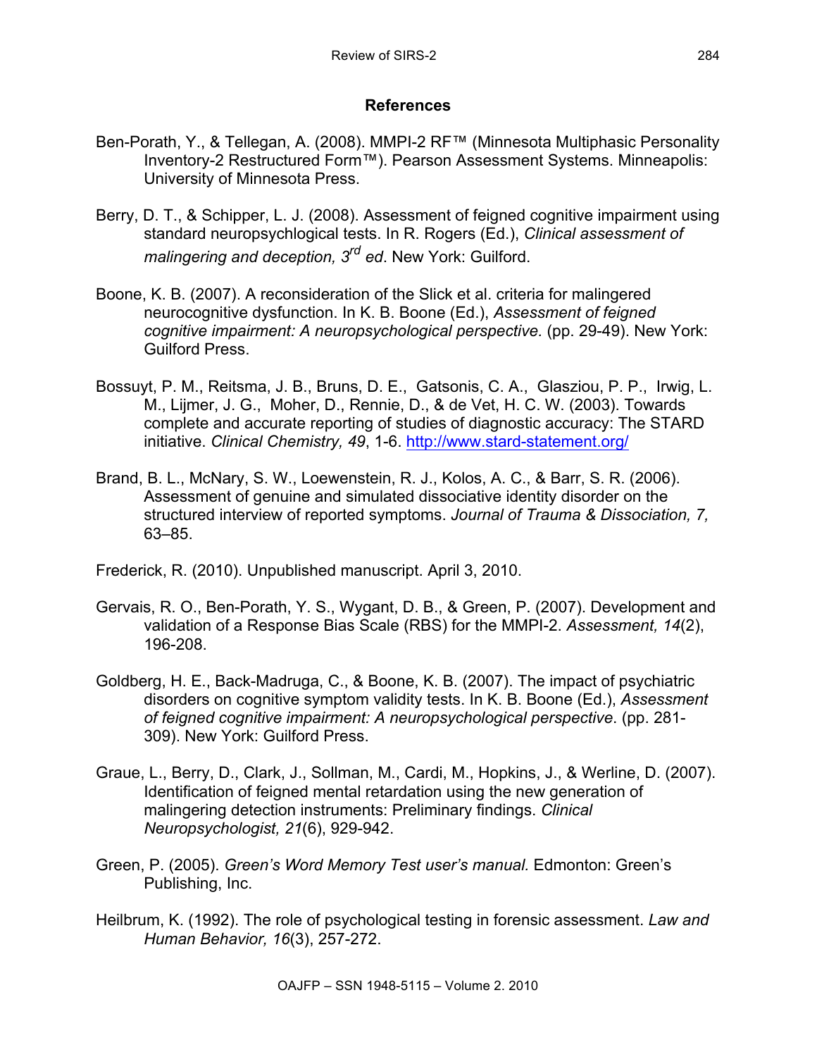## References

Ben-Porath, Y., & Tellegan, A. (2008). MMPI-2 RF™ (Minnesota Multiphasic Personality Inventory-2 Restructured Form™). Pearson Assessment Systems. Minneapolis: University of Minnesota Press.

Berry, D. T., & Schipper, L. J. (2008). Assessment of feigned cognitive impairment using standard neuropsychlogical tests. In R. Rogers (Ed.), *Clinical assessment of malingering and deception, 3rd ed*. New York: Guilford.

Boone, K. B. (2007). A reconsideration of the Slick et al. criteria for malingered neurocognitive dysfunction. In K. B. Boone (Ed.), *Assessment of feigned cognitive impairment: A neuropsychological perspective.* (pp. 29-49). New York: Guilford Press.

Bossuyt, P. M., Reitsma, J. B., Bruns, D. E., Gatsonis, C. A., Glasziou, P. P., Irwig, L. M., Lijmer, J. G., Moher, D., Rennie, D., & de Vet, H. C. W. (2003). Towards complete and accurate reporting of studies of diagnostic accuracy: The STARD initiative. *Clinical Chemistry, 49*, 1-6. http://www.stard-statement.org/

Brand, B. L., McNary, S. W., Loewenstein, R. J., Kolos, A. C., & Barr, S. R. (2006). Assessment of genuine and simulated dissociative identity disorder on the structured interview of reported symptoms. *Journal of Trauma & Dissociation, 7,* 63–85.

Frederick, R. (2010). Unpublished manuscript. April 3, 2010.

Gervais, R. O., Ben-Porath, Y. S., Wygant, D. B., & Green, P. (2007). Development and validation of a Response Bias Scale (RBS) for the MMPI-2. *Assessment, 14*(2), 196-208.

Goldberg, H. E., Back-Madruga, C., & Boone, K. B. (2007). The impact of psychiatric disorders on cognitive symptom validity tests. In K. B. Boone (Ed.), *Assessment of feigned cognitive impairment: A neuropsychological perspective*. (pp. 281-309). New York: Guilford Press.

Graue, L., Berry, D., Clark, J., Sollman, M., Cardi, M., Hopkins, J., & Werline, D. (2007). Identification of feigned mental retardation using the new generation of malingering detection instruments: Preliminary findings. *Clinical Neuropsychologist, 21*(6), 929-942.

Green, P. (2005). *Green's Word Memory Test user's manual.* Edmonton: Green's Publishing, Inc.

Heilbrum, K. (1992). The role of psychological testing in forensic assessment. *Law and Human Behavior, 16*(3), 257-272.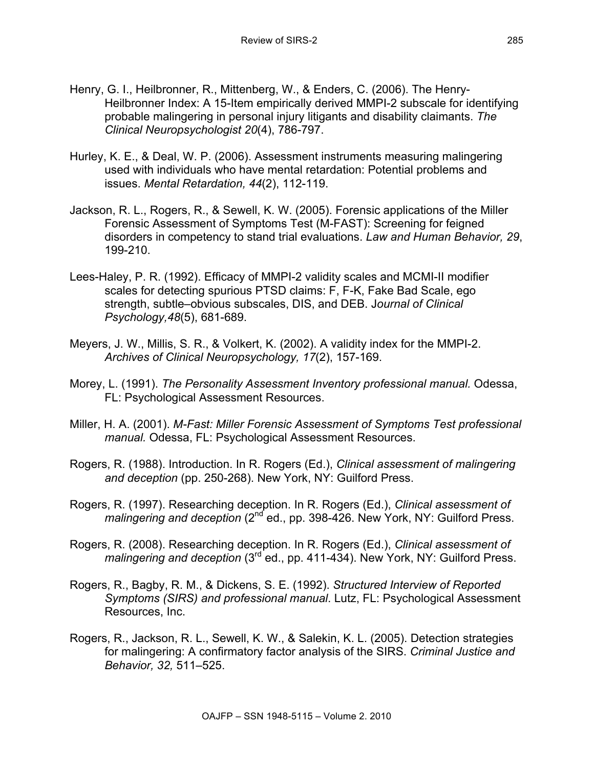Henry, G. I., Heilbronner, R., Mittenberg, W., & Enders, C. (2006). The Henry-Heilbronner Index: A 15-Item empirically derived MMPI-2 subscale for identifying probable malingering in personal injury litigants and disability claimants. *The Clinical Neuropsychologist 20*(4), 786-797.

Hurley, K. E., & Deal, W. P. (2006). Assessment instruments measuring malingering used with individuals who have mental retardation: Potential problems and issues. *Mental Retardation, 44*(2), 112-119.

Jackson, R. L., Rogers, R., & Sewell, K. W. (2005). Forensic applications of the Miller Forensic Assessment of Symptoms Test (M-FAST): Screening for feigned disorders in competency to stand trial evaluations. *Law and Human Behavior, 29*, 199-210.

Lees-Haley, P. R. (1992). Efficacy of MMPI-2 validity scales and MCMI-II modifier scales for detecting spurious PTSD claims: F, F-K, Fake Bad Scale, ego strength, subtle–obvious subscales, DIS, and DEB. J*ournal of Clinical Psychology,48*(5), 681-689.

Meyers, J. W., Millis, S. R., & Volkert, K. (2002). A validity index for the MMPI-2. *Archives of Clinical Neuropsychology, 17*(2), 157-169.

Morey, L. (1991). *The Personality Assessment Inventory professional manual.* Odessa, FL: Psychological Assessment Resources.

Miller, H. A. (2001). *M-Fast: Miller Forensic Assessment of Symptoms Test professional manual.* Odessa, FL: Psychological Assessment Resources.

Rogers, R. (1988). Introduction. In R. Rogers (Ed.), *Clinical assessment of malingering and deception* (pp. 250-268). New York, NY: Guilford Press.

Rogers, R. (1997). Researching deception. In R. Rogers (Ed.), *Clinical assessment of malingering and deception* (2nd ed., pp. 398-426. New York, NY: Guilford Press.

Rogers, R. (2008). Researching deception. In R. Rogers (Ed.), *Clinical assessment of malingering and deception* (3rd ed., pp. 411-434). New York, NY: Guilford Press.

Rogers, R., Bagby, R. M., & Dickens, S. E. (1992). *Structured Interview of Reported Symptoms (SIRS) and professional manual*. Lutz, FL: Psychological Assessment Resources, Inc.

Rogers, R., Jackson, R. L., Sewell, K. W., & Salekin, K. L. (2005). Detection strategies for malingering: A confirmatory factor analysis of the SIRS. *Criminal Justice and Behavior, 32,* 511–525.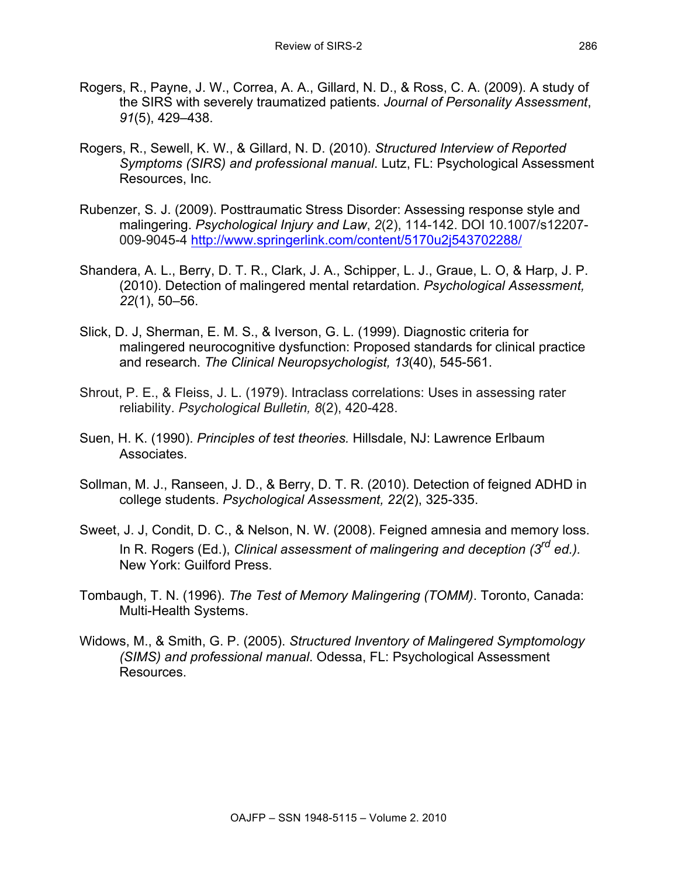Rogers, R., Payne, J. W., Correa, A. A., Gillard, N. D., & Ross, C. A. (2009). A study of the SIRS with severely traumatized patients. *Journal of Personality Assessment*, *91*(5), 429–438.

Rogers, R., Sewell, K. W., & Gillard, N. D. (2010). *Structured Interview of Reported Symptoms (SIRS) and professional manual*. Lutz, FL: Psychological Assessment Resources, Inc.

Rubenzer, S. J. (2009). Posttraumatic Stress Disorder: Assessing response style and malingering. *Psychological Injury and Law*, *2*(2), 114-142. DOI 10.1007/s12207-009-9045-4 http://www.springerlink.com/content/5170u2j543702288/

Shandera, A. L., Berry, D. T. R., Clark, J. A., Schipper, L. J., Graue, L. O, & Harp, J. P. (2010). Detection of malingered mental retardation. *Psychological Assessment, 22*(1), 50–56.

Slick, D. J, Sherman, E. M. S., & Iverson, G. L. (1999). Diagnostic criteria for malingered neurocognitive dysfunction: Proposed standards for clinical practice and research. *The Clinical Neuropsychologist, 13*(40), 545-561.

Shrout, P. E., & Fleiss, J. L. (1979). Intraclass correlations: Uses in assessing rater reliability. *Psychological Bulletin, 8*(2), 420-428.

Suen, H. K. (1990). *Principles of test theories.* Hillsdale, NJ: Lawrence Erlbaum Associates.

Sollman, M. J., Ranseen, J. D., & Berry, D. T. R. (2010). Detection of feigned ADHD in college students. *Psychological Assessment, 22*(2), 325-335.

Sweet, J. J, Condit, D. C., & Nelson, N. W. (2008). Feigned amnesia and memory loss. In R. Rogers (Ed.), *Clinical assessment of malingering and deception (3rd ed.).* New York: Guilford Press.

Tombaugh, T. N. (1996). *The Test of Memory Malingering (TOMM)*. Toronto, Canada: Multi-Health Systems.

Widows, M., & Smith, G. P. (2005). *Structured Inventory of Malingered Symptomology (SIMS) and professional manual*. Odessa, FL: Psychological Assessment Resources.